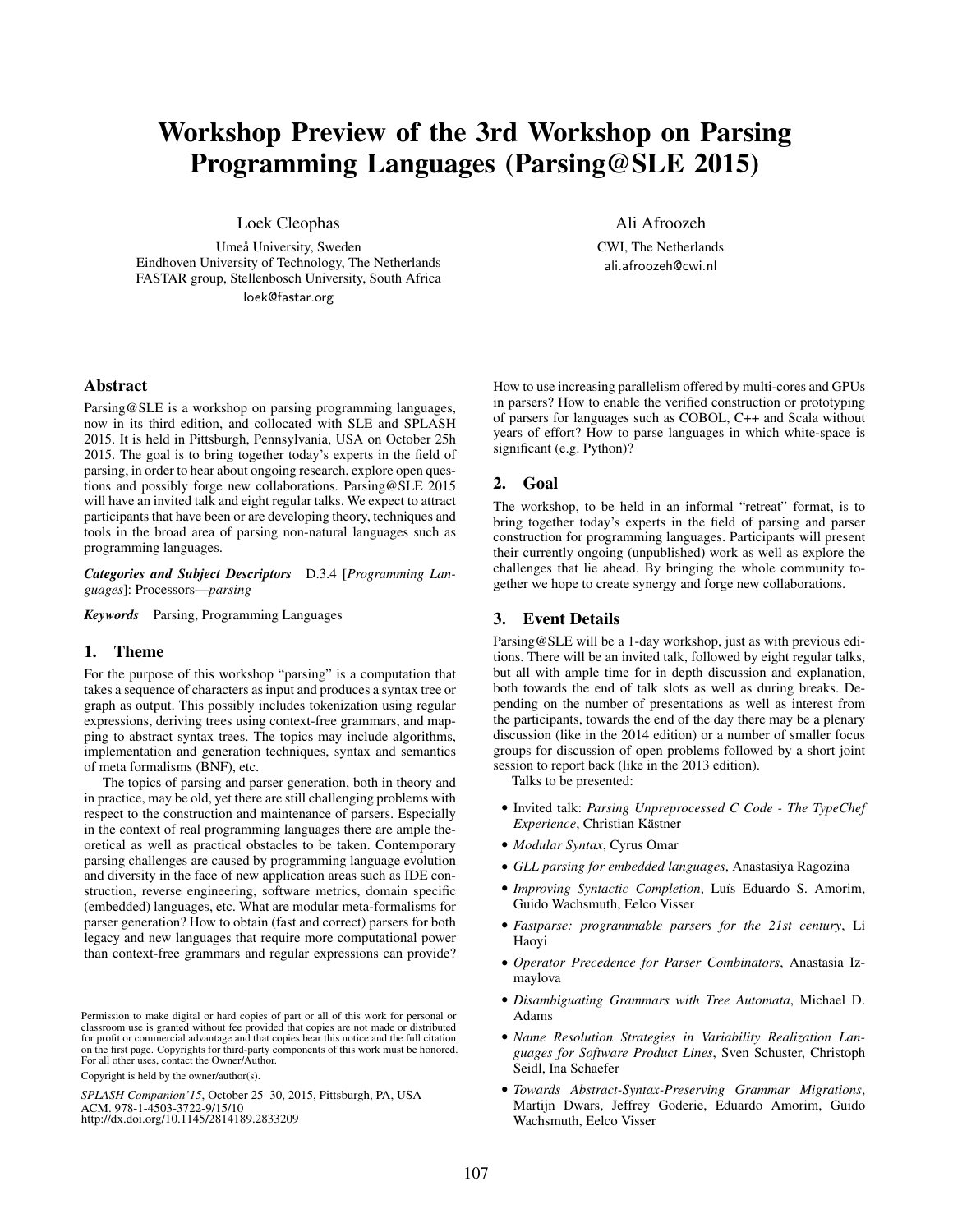# Workshop Preview of the 3rd Workshop on Parsing Programming Languages (Parsing@SLE 2015)

Loek Cleophas

Umeå University, Sweden
Eindhoven University of Technology, The Netherlands
FASTAR group, Stellenbosch University, South Africa
loek@fastar.org

Ali Afroozeh

CWI, The Netherlands
ali.afroozeh@cwi.nl

## Abstract

Parsing@SLE is a workshop on parsing programming languages, now in its third edition, and collocated with SLE and SPLASH 2015. It is held in Pittsburgh, Pennsylvania, USA on October 25h 2015. The goal is to bring together today's experts in the field of parsing, in order to hear about ongoing research, explore open questions and possibly forge new collaborations. Parsing@SLE 2015 will have an invited talk and eight regular talks. We expect to attract participants that have been or are developing theory, techniques and tools in the broad area of parsing non-natural languages such as programming languages.

***Categories and Subject Descriptors*** D.3.4 [*Programming Languages*]: Processors—*parsing*

***Keywords*** Parsing, Programming Languages

## 1. Theme

For the purpose of this workshop "parsing" is a computation that takes a sequence of characters as input and produces a syntax tree or graph as output. This possibly includes tokenization using regular expressions, deriving trees using context-free grammars, and mapping to abstract syntax trees. The topics may include algorithms, implementation and generation techniques, syntax and semantics of meta formalisms (BNF), etc.

The topics of parsing and parser generation, both in theory and in practice, may be old, yet there are still challenging problems with respect to the construction and maintenance of parsers. Especially in the context of real programming languages there are ample theoretical as well as practical obstacles to be taken. Contemporary parsing challenges are caused by programming language evolution and diversity in the face of new application areas such as IDE construction, reverse engineering, software metrics, domain specific (embedded) languages, etc. What are modular meta-formalisms for parser generation? How to obtain (fast and correct) parsers for both legacy and new languages that require more computational power than context-free grammars and regular expressions can provide? How to use increasing parallelism offered by multi-cores and GPUs in parsers? How to enable the verified construction or prototyping of parsers for languages such as COBOL, C++ and Scala without years of effort? How to parse languages in which white-space is significant (e.g. Python)?

## 2. Goal

The workshop, to be held in an informal "retreat" format, is to bring together today's experts in the field of parsing and parser construction for programming languages. Participants will present their currently ongoing (unpublished) work as well as explore the challenges that lie ahead. By bringing the whole community together we hope to create synergy and forge new collaborations.

## 3. Event Details

Parsing@SLE will be a 1-day workshop, just as with previous editions. There will be an invited talk, followed by eight regular talks, but all with ample time for in depth discussion and explanation, both towards the end of talk slots as well as during breaks. Depending on the number of presentations as well as interest from the participants, towards the end of the day there may be a plenary discussion (like in the 2014 edition) or a number of smaller focus groups for discussion of open problems followed by a short joint session to report back (like in the 2013 edition).

Talks to be presented:

- Invited talk: *Parsing Unpreprocessed C Code - The TypeChef Experience*, Christian Kästner
- *Modular Syntax*, Cyrus Omar
- *GLL parsing for embedded languages*, Anastasiya Ragozina
- *Improving Syntactic Completion*, Luís Eduardo S. Amorim, Guido Wachsmuth, Eelco Visser
- *Fastparse: programmable parsers for the 21st century*, Li Haoyi
- *Operator Precedence for Parser Combinators*, Anastasia Izmaylova
- *Disambiguating Grammars with Tree Automata*, Michael D. Adams
- *Name Resolution Strategies in Variability Realization Languages for Software Product Lines*, Sven Schuster, Christoph Seidl, Ina Schaefer
- *Towards Abstract-Syntax-Preserving Grammar Migrations*, Martijn Dwars, Jeffrey Goderie, Eduardo Amorim, Guido Wachsmuth, Eelco Visser

Permission to make digital or hard copies of part or all of this work for personal or classroom use is granted without fee provided that copies are not made or distributed for profit or commercial advantage and that copies bear this notice and the full citation on the first page. Copyrights for third-party components of this work must be honored. For all other uses, contact the Owner/Author.

Copyright is held by the owner/author(s).

*SPLASH Companion'15*, October 25–30, 2015, Pittsburgh, PA, USA
ACM. 978-1-4503-3722-9/15/10
http://dx.doi.org/10.1145/2814189.2833209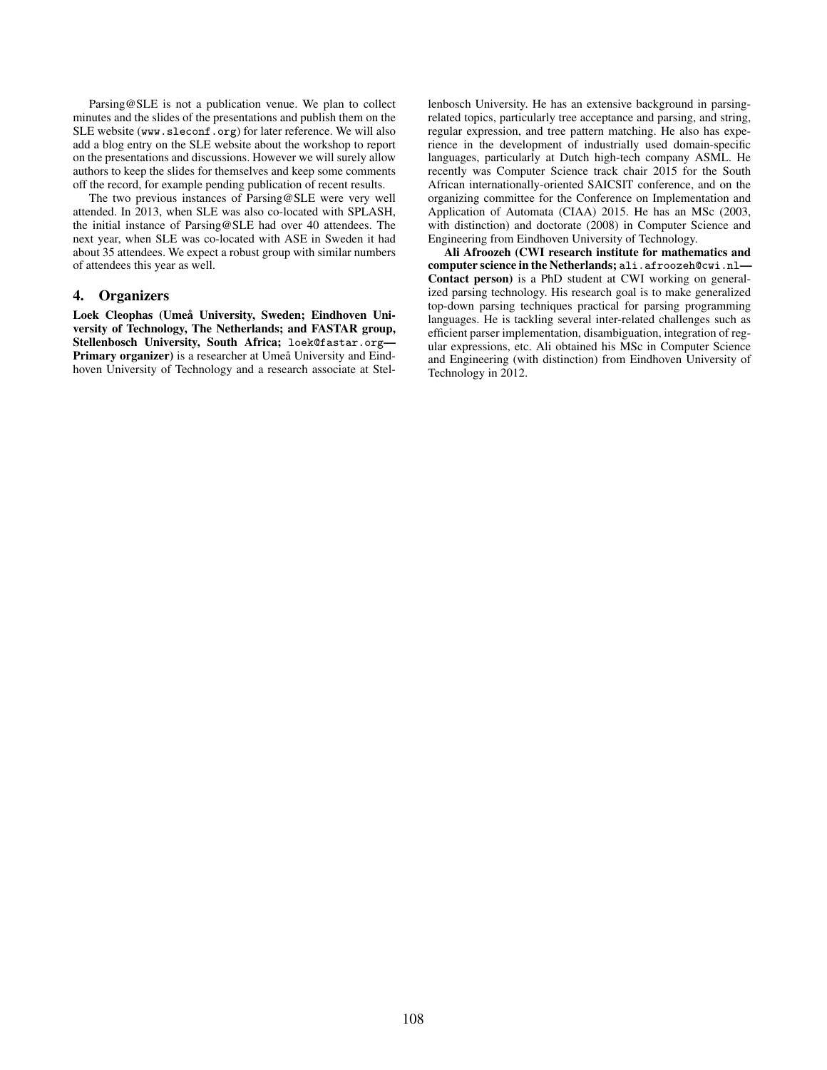Parsing@SLE is not a publication venue. We plan to collect minutes and the slides of the presentations and publish them on the SLE website (www.sleconf.org) for later reference. We will also add a blog entry on the SLE website about the workshop to report on the presentations and discussions. However we will surely allow authors to keep the slides for themselves and keep some comments off the record, for example pending publication of recent results.

The two previous instances of Parsing@SLE were very well attended. In 2013, when SLE was also co-located with SPLASH, the initial instance of Parsing@SLE had over 40 attendees. The next year, when SLE was co-located with ASE in Sweden it had about 35 attendees. We expect a robust group with similar numbers of attendees this year as well.

## 4. Organizers

**Loek Cleophas (Umeå University, Sweden; Eindhoven University of Technology, The Netherlands; and FASTAR group, Stellenbosch University, South Africa;** loek@fastar.org**— Primary organizer)** is a researcher at Umeå University and Eindhoven University of Technology and a research associate at Stellenbosch University. He has an extensive background in parsing-related topics, particularly tree acceptance and parsing, and string, regular expression, and tree pattern matching. He also has experience in the development of industrially used domain-specific languages, particularly at Dutch high-tech company ASML. He recently was Computer Science track chair 2015 for the South African internationally-oriented SAICSIT conference, and on the organizing committee for the Conference on Implementation and Application of Automata (CIAA) 2015. He has an MSc (2003, with distinction) and doctorate (2008) in Computer Science and Engineering from Eindhoven University of Technology.

**Ali Afroozeh (CWI research institute for mathematics and computer science in the Netherlands;** ali.afroozeh@cwi.nl**— Contact person)** is a PhD student at CWI working on generalized parsing technology. His research goal is to make generalized top-down parsing techniques practical for parsing programming languages. He is tackling several inter-related challenges such as efficient parser implementation, disambiguation, integration of regular expressions, etc. Ali obtained his MSc in Computer Science and Engineering (with distinction) from Eindhoven University of Technology in 2012.